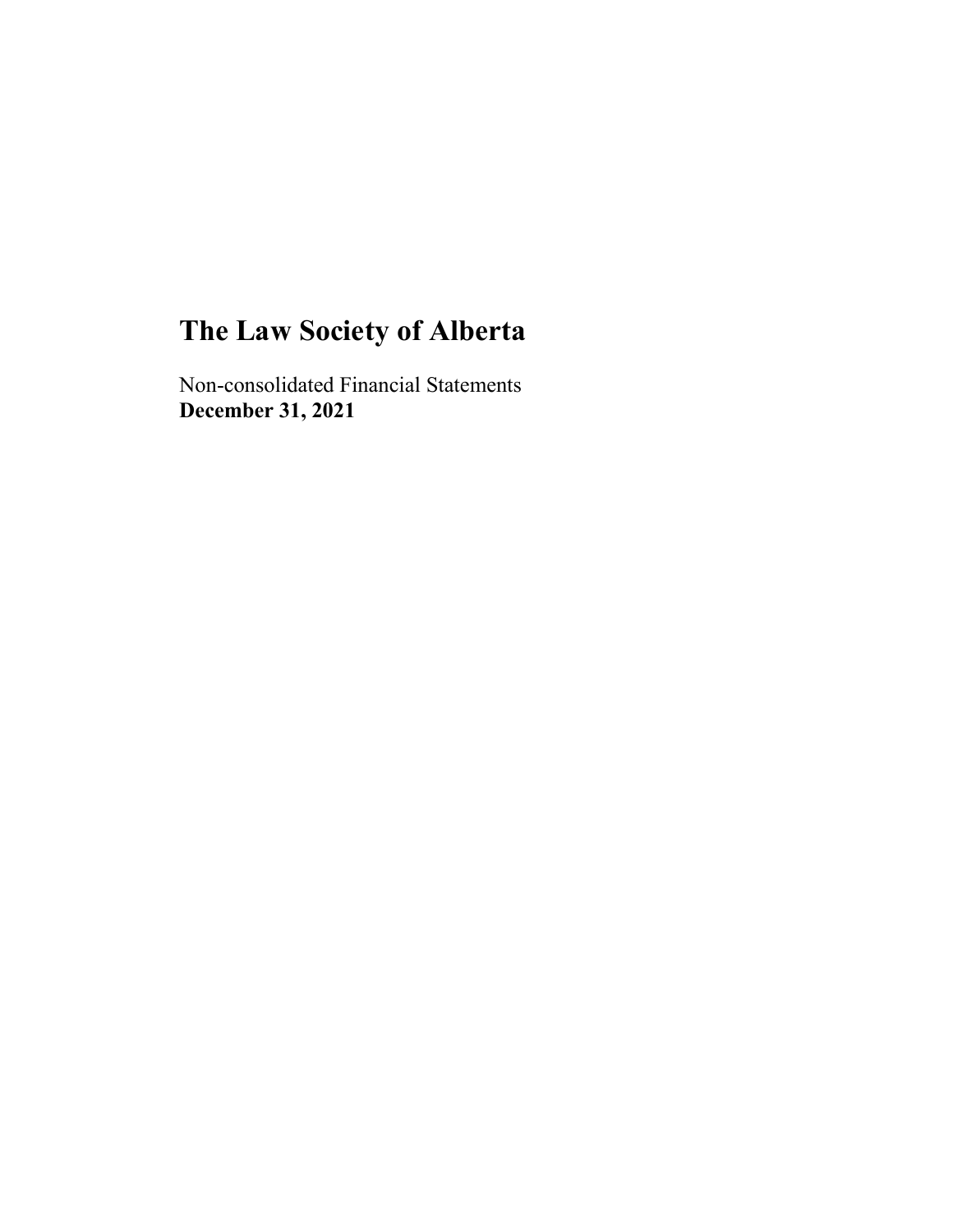# The Law Society of Alberta

Non-consolidated Financial Statements
**December 31, 2021**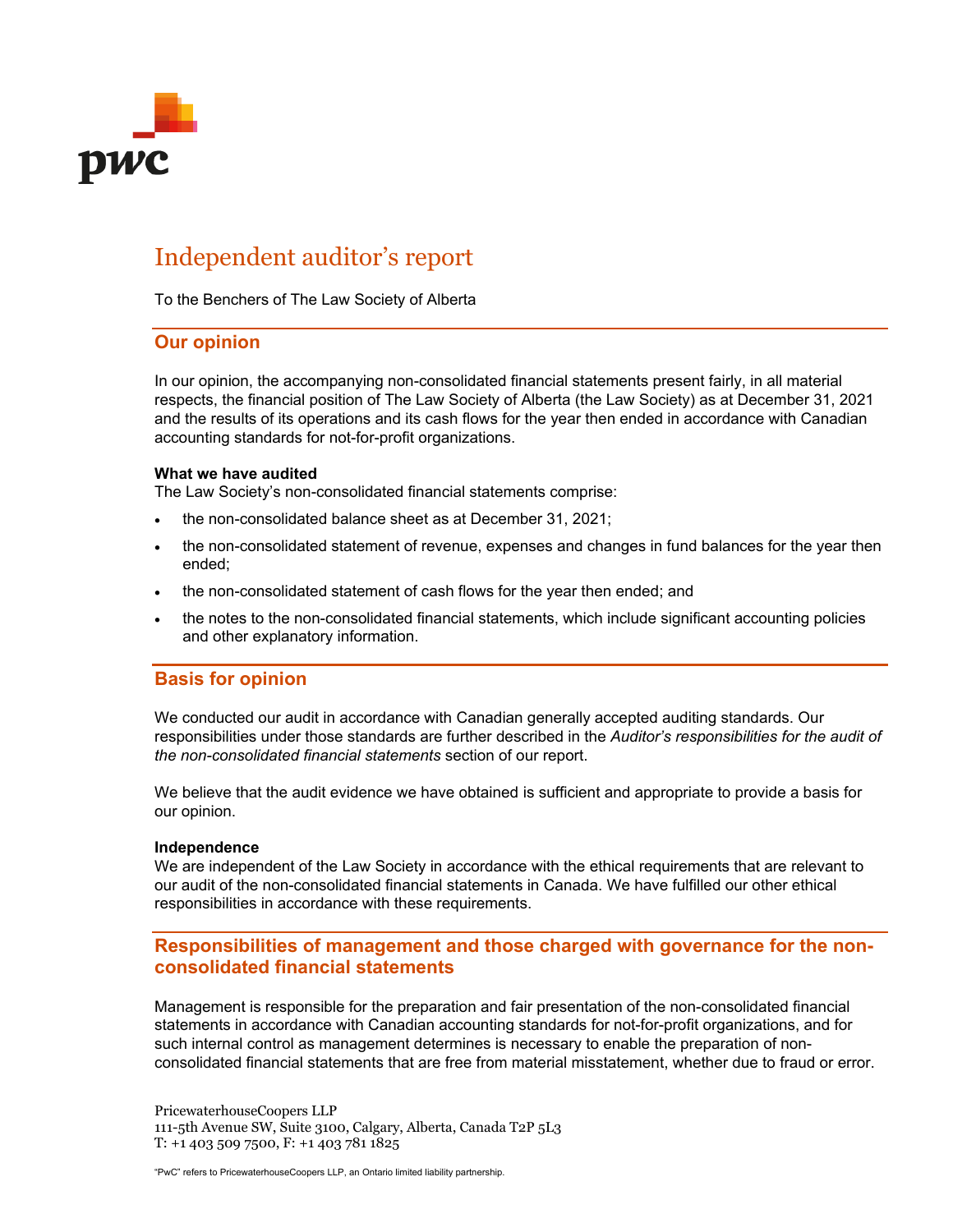# Independent auditor's report

To the Benchers of The Law Society of Alberta

## Our opinion

In our opinion, the accompanying non-consolidated financial statements present fairly, in all material respects, the financial position of The Law Society of Alberta (the Law Society) as at December 31, 2021 and the results of its operations and its cash flows for the year then ended in accordance with Canadian accounting standards for not-for-profit organizations.

**What we have audited**

The Law Society's non-consolidated financial statements comprise:

- the non-consolidated balance sheet as at December 31, 2021;
- the non-consolidated statement of revenue, expenses and changes in fund balances for the year then ended;
- the non-consolidated statement of cash flows for the year then ended; and
- the notes to the non-consolidated financial statements, which include significant accounting policies and other explanatory information.

## Basis for opinion

We conducted our audit in accordance with Canadian generally accepted auditing standards. Our responsibilities under those standards are further described in the *Auditor's responsibilities for the audit of the non-consolidated financial statements* section of our report.

We believe that the audit evidence we have obtained is sufficient and appropriate to provide a basis for our opinion.

**Independence**

We are independent of the Law Society in accordance with the ethical requirements that are relevant to our audit of the non-consolidated financial statements in Canada. We have fulfilled our other ethical responsibilities in accordance with these requirements.

## Responsibilities of management and those charged with governance for the non-consolidated financial statements

Management is responsible for the preparation and fair presentation of the non-consolidated financial statements in accordance with Canadian accounting standards for not-for-profit organizations, and for such internal control as management determines is necessary to enable the preparation of non-consolidated financial statements that are free from material misstatement, whether due to fraud or error.

PricewaterhouseCoopers LLP
111-5th Avenue SW, Suite 3100, Calgary, Alberta, Canada T2P 5L3
T: +1 403 509 7500, F: +1 403 781 1825

"PwC" refers to PricewaterhouseCoopers LLP, an Ontario limited liability partnership.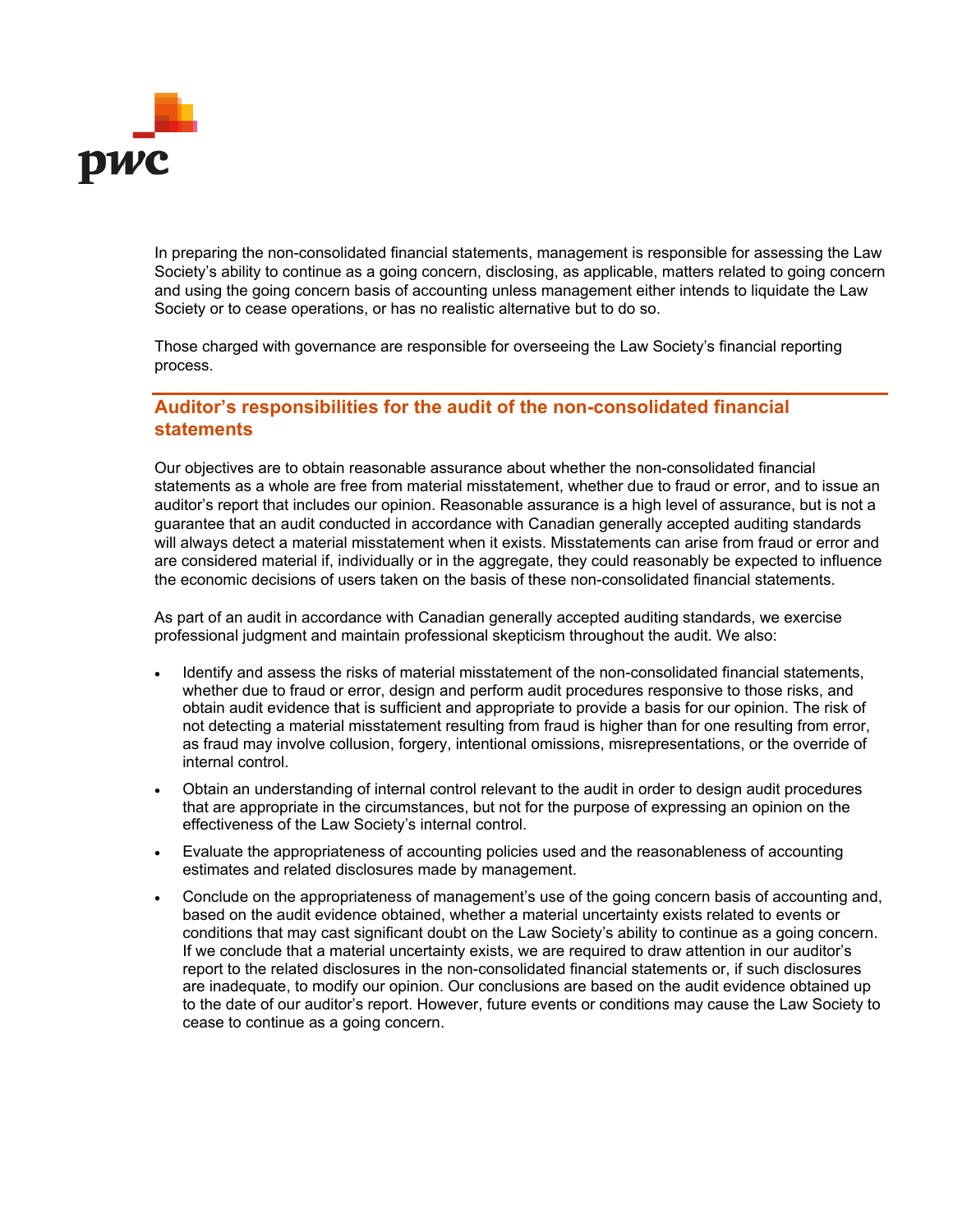In preparing the non-consolidated financial statements, management is responsible for assessing the Law Society's ability to continue as a going concern, disclosing, as applicable, matters related to going concern and using the going concern basis of accounting unless management either intends to liquidate the Law Society or to cease operations, or has no realistic alternative but to do so.

Those charged with governance are responsible for overseeing the Law Society's financial reporting process.

## Auditor's responsibilities for the audit of the non-consolidated financial statements

Our objectives are to obtain reasonable assurance about whether the non-consolidated financial statements as a whole are free from material misstatement, whether due to fraud or error, and to issue an auditor's report that includes our opinion. Reasonable assurance is a high level of assurance, but is not a guarantee that an audit conducted in accordance with Canadian generally accepted auditing standards will always detect a material misstatement when it exists. Misstatements can arise from fraud or error and are considered material if, individually or in the aggregate, they could reasonably be expected to influence the economic decisions of users taken on the basis of these non-consolidated financial statements.

As part of an audit in accordance with Canadian generally accepted auditing standards, we exercise professional judgment and maintain professional skepticism throughout the audit. We also:

- Identify and assess the risks of material misstatement of the non-consolidated financial statements, whether due to fraud or error, design and perform audit procedures responsive to those risks, and obtain audit evidence that is sufficient and appropriate to provide a basis for our opinion. The risk of not detecting a material misstatement resulting from fraud is higher than for one resulting from error, as fraud may involve collusion, forgery, intentional omissions, misrepresentations, or the override of internal control.
- Obtain an understanding of internal control relevant to the audit in order to design audit procedures that are appropriate in the circumstances, but not for the purpose of expressing an opinion on the effectiveness of the Law Society's internal control.
- Evaluate the appropriateness of accounting policies used and the reasonableness of accounting estimates and related disclosures made by management.
- Conclude on the appropriateness of management's use of the going concern basis of accounting and, based on the audit evidence obtained, whether a material uncertainty exists related to events or conditions that may cast significant doubt on the Law Society's ability to continue as a going concern. If we conclude that a material uncertainty exists, we are required to draw attention in our auditor's report to the related disclosures in the non-consolidated financial statements or, if such disclosures are inadequate, to modify our opinion. Our conclusions are based on the audit evidence obtained up to the date of our auditor's report. However, future events or conditions may cause the Law Society to cease to continue as a going concern.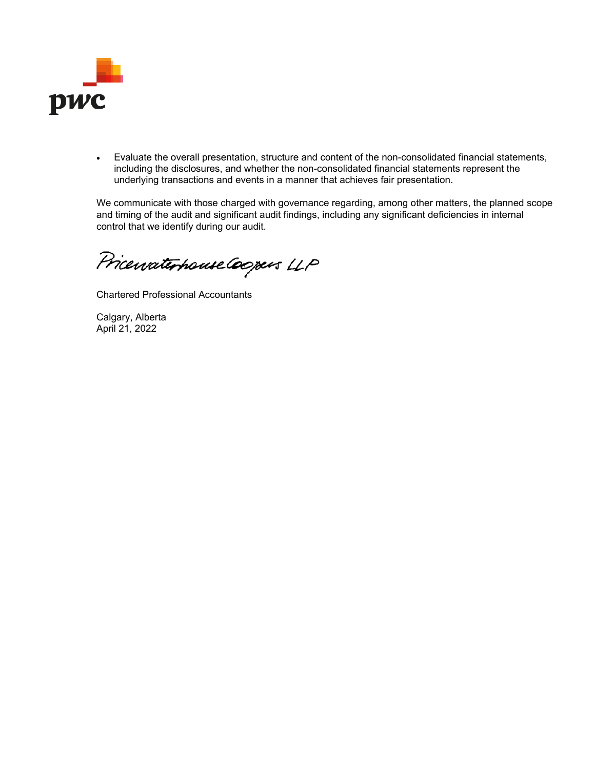- Evaluate the overall presentation, structure and content of the non-consolidated financial statements, including the disclosures, and whether the non-consolidated financial statements represent the underlying transactions and events in a manner that achieves fair presentation.

We communicate with those charged with governance regarding, among other matters, the planned scope and timing of the audit and significant audit findings, including any significant deficiencies in internal control that we identify during our audit.

PricewaterhouseCoopers LLP

Chartered Professional Accountants

Calgary, Alberta
April 21, 2022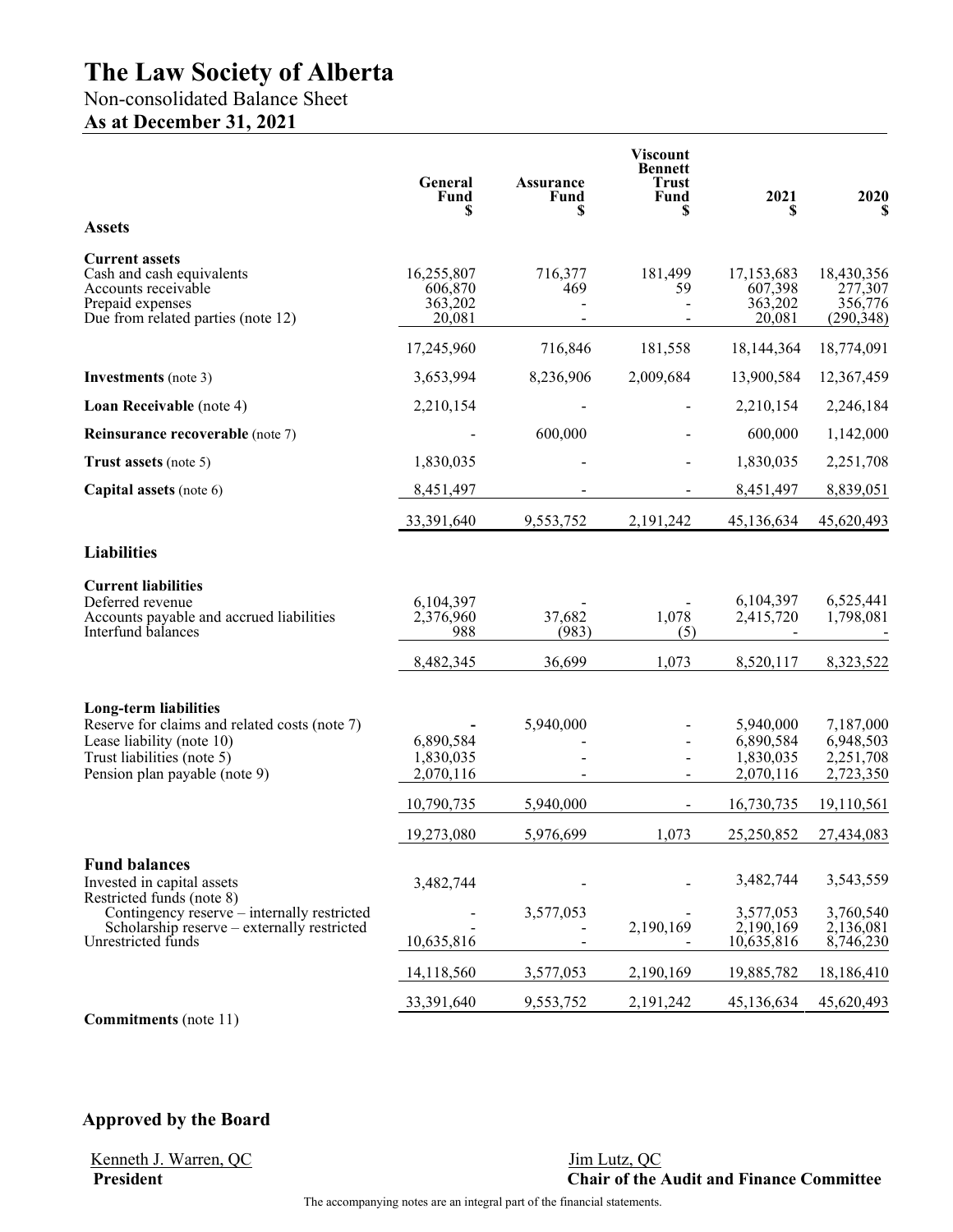# The Law Society of Alberta

Non-consolidated Balance Sheet

**As at December 31, 2021**

| | General Fund $ | Assurance Fund $ | Viscount Bennett Trust Fund $ | 2021 $ | 2020 $ |
|---|---|---|---|---|---|
| **Assets** | | | | | |
| **Current assets** | | | | | |
| Cash and cash equivalents | 16,255,807 | 716,377 | 181,499 | 17,153,683 | 18,430,356 |
| Accounts receivable | 606,870 | 469 | 59 | 607,398 | 277,307 |
| Prepaid expenses | 363,202 | - | - | 363,202 | 356,776 |
| Due from related parties (note 12) | 20,081 | - | - | 20,081 | (290,348) |
| | 17,245,960 | 716,846 | 181,558 | 18,144,364 | 18,774,091 |
| **Investments** (note 3) | 3,653,994 | 8,236,906 | 2,009,684 | 13,900,584 | 12,367,459 |
| **Loan Receivable** (note 4) | 2,210,154 | - | - | 2,210,154 | 2,246,184 |
| **Reinsurance recoverable** (note 7) | - | 600,000 | - | 600,000 | 1,142,000 |
| **Trust assets** (note 5) | 1,830,035 | - | - | 1,830,035 | 2,251,708 |
| **Capital assets** (note 6) | 8,451,497 | - | - | 8,451,497 | 8,839,051 |
| | 33,391,640 | 9,553,752 | 2,191,242 | 45,136,634 | 45,620,493 |
| **Liabilities** | | | | | |
| **Current liabilities** | | | | | |
| Deferred revenue | 6,104,397 | - | - | 6,104,397 | 6,525,441 |
| Accounts payable and accrued liabilities | 2,376,960 | 37,682 | 1,078 | 2,415,720 | 1,798,081 |
| Interfund balances | 988 | (983) | (5) | - | - |
| | 8,482,345 | 36,699 | 1,073 | 8,520,117 | 8,323,522 |
| **Long-term liabilities** | | | | | |
| Reserve for claims and related costs (note 7) | - | 5,940,000 | - | 5,940,000 | 7,187,000 |
| Lease liability (note 10) | 6,890,584 | - | - | 6,890,584 | 6,948,503 |
| Trust liabilities (note 5) | 1,830,035 | - | - | 1,830,035 | 2,251,708 |
| Pension plan payable (note 9) | 2,070,116 | - | - | 2,070,116 | 2,723,350 |
| | 10,790,735 | 5,940,000 | - | 16,730,735 | 19,110,561 |
| | 19,273,080 | 5,976,699 | 1,073 | 25,250,852 | 27,434,083 |
| **Fund balances** | | | | | |
| Invested in capital assets | 3,482,744 | - | - | 3,482,744 | 3,543,559 |
| Restricted funds (note 8) | | | | | |
| Contingency reserve – internally restricted | - | 3,577,053 | - | 3,577,053 | 3,760,540 |
| Scholarship reserve – externally restricted | - | - | 2,190,169 | 2,190,169 | 2,136,081 |
| Unrestricted funds | 10,635,816 | - | - | 10,635,816 | 8,746,230 |
| | 14,118,560 | 3,577,053 | 2,190,169 | 19,885,782 | 18,186,410 |
| | 33,391,640 | 9,553,752 | 2,191,242 | 45,136,634 | 45,620,493 |

**Commitments** (note 11)

## Approved by the Board

Kenneth J. Warren, QC
**President**

Jim Lutz, QC
**Chair of the Audit and Finance Committee**

The accompanying notes are an integral part of the financial statements.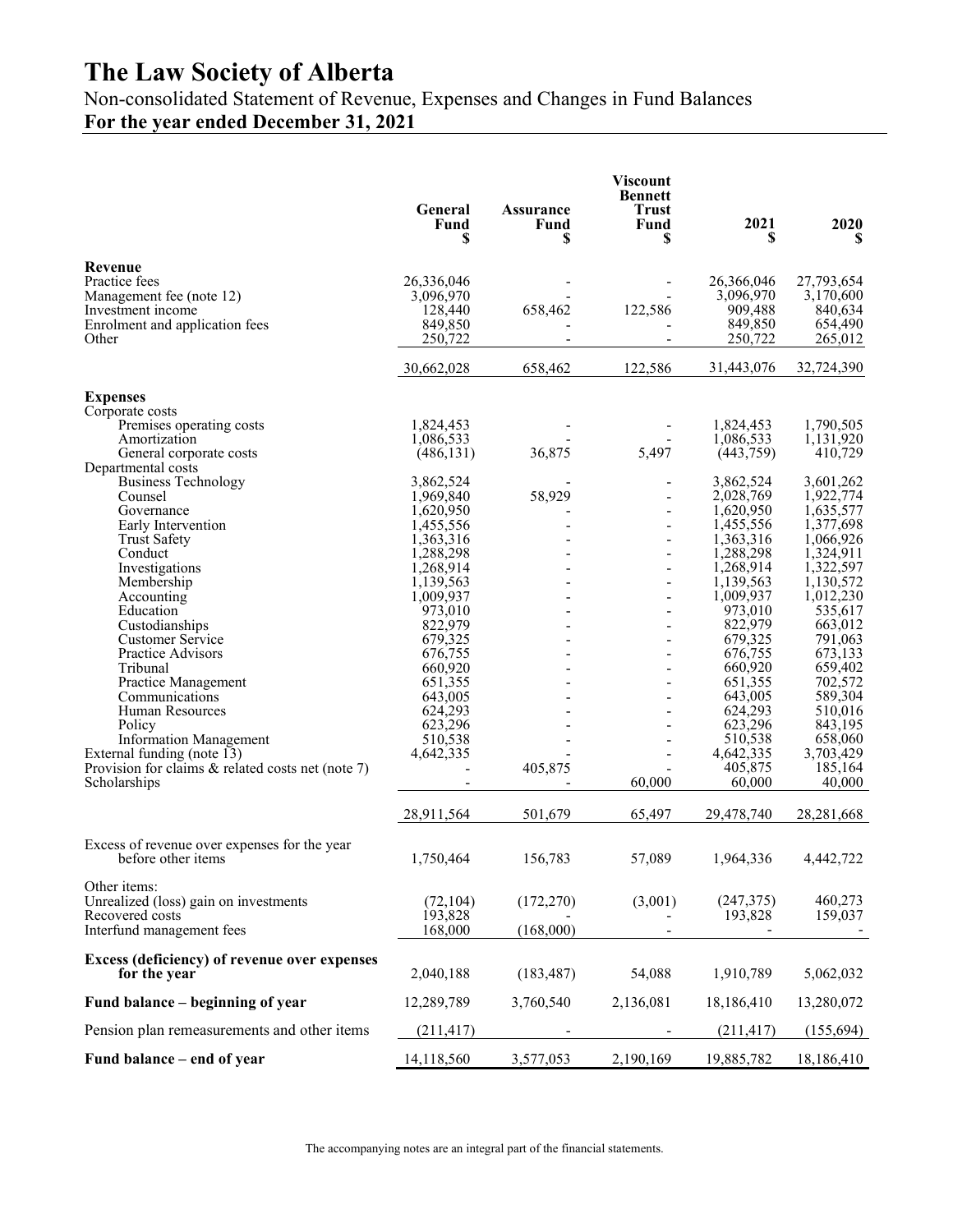# The Law Society of Alberta

Non-consolidated Statement of Revenue, Expenses and Changes in Fund Balances

**For the year ended December 31, 2021**

| | General Fund $ | Assurance Fund $ | Viscount Bennett Trust Fund $ | 2021 $ | 2020 $ |
|---|---|---|---|---|---|
| **Revenue** | | | | | |
| Practice fees | 26,336,046 | - | - | 26,366,046 | 27,793,654 |
| Management fee (note 12) | 3,096,970 | - | - | 3,096,970 | 3,170,600 |
| Investment income | 128,440 | 658,462 | 122,586 | 909,488 | 840,634 |
| Enrolment and application fees | 849,850 | - | - | 849,850 | 654,490 |
| Other | 250,722 | - | - | 250,722 | 265,012 |
| | 30,662,028 | 658,462 | 122,586 | 31,443,076 | 32,724,390 |
| **Expenses** | | | | | |
| Corporate costs | | | | | |
| Premises operating costs | 1,824,453 | - | - | 1,824,453 | 1,790,505 |
| Amortization | 1,086,533 | - | - | 1,086,533 | 1,131,920 |
| General corporate costs | (486,131) | 36,875 | 5,497 | (443,759) | 410,729 |
| Departmental costs | | | | | |
| Business Technology | 3,862,524 | - | - | 3,862,524 | 3,601,262 |
| Counsel | 1,969,840 | 58,929 | - | 2,028,769 | 1,922,774 |
| Governance | 1,620,950 | - | - | 1,620,950 | 1,635,577 |
| Early Intervention | 1,455,556 | - | - | 1,455,556 | 1,377,698 |
| Trust Safety | 1,363,316 | - | - | 1,363,316 | 1,066,926 |
| Conduct | 1,288,298 | - | - | 1,288,298 | 1,324,911 |
| Investigations | 1,268,914 | - | - | 1,268,914 | 1,322,597 |
| Membership | 1,139,563 | - | - | 1,139,563 | 1,130,572 |
| Accounting | 1,009,937 | - | - | 1,009,937 | 1,012,230 |
| Education | 973,010 | - | - | 973,010 | 535,617 |
| Custodianships | 822,979 | - | - | 822,979 | 663,012 |
| Customer Service | 679,325 | - | - | 679,325 | 791,063 |
| Practice Advisors | 676,755 | - | - | 676,755 | 673,133 |
| Tribunal | 660,920 | - | - | 660,920 | 659,402 |
| Practice Management | 651,355 | - | - | 651,355 | 702,572 |
| Communications | 643,005 | - | - | 643,005 | 589,304 |
| Human Resources | 624,293 | - | - | 624,293 | 510,016 |
| Policy | 623,296 | - | - | 623,296 | 843,195 |
| Information Management | 510,538 | - | - | 510,538 | 658,060 |
| External funding (note 13) | 4,642,335 | - | - | 4,642,335 | 3,703,429 |
| Provision for claims & related costs net (note 7) | - | 405,875 | - | 405,875 | 185,164 |
| Scholarships | - | - | 60,000 | 60,000 | 40,000 |
| | 28,911,564 | 501,679 | 65,497 | 29,478,740 | 28,281,668 |
| Excess of revenue over expenses for the year before other items | 1,750,464 | 156,783 | 57,089 | 1,964,336 | 4,442,722 |
| Other items: | | | | | |
| Unrealized (loss) gain on investments | (72,104) | (172,270) | (3,001) | (247,375) | 460,273 |
| Recovered costs | 193,828 | - | - | 193,828 | 159,037 |
| Interfund management fees | 168,000 | (168,000) | - | - | - |
| **Excess (deficiency) of revenue over expenses for the year** | 2,040,188 | (183,487) | 54,088 | 1,910,789 | 5,062,032 |
| **Fund balance – beginning of year** | 12,289,789 | 3,760,540 | 2,136,081 | 18,186,410 | 13,280,072 |
| Pension plan remeasurements and other items | (211,417) | - | - | (211,417) | (155,694) |
| **Fund balance – end of year** | 14,118,560 | 3,577,053 | 2,190,169 | 19,885,782 | 18,186,410 |

The accompanying notes are an integral part of the financial statements.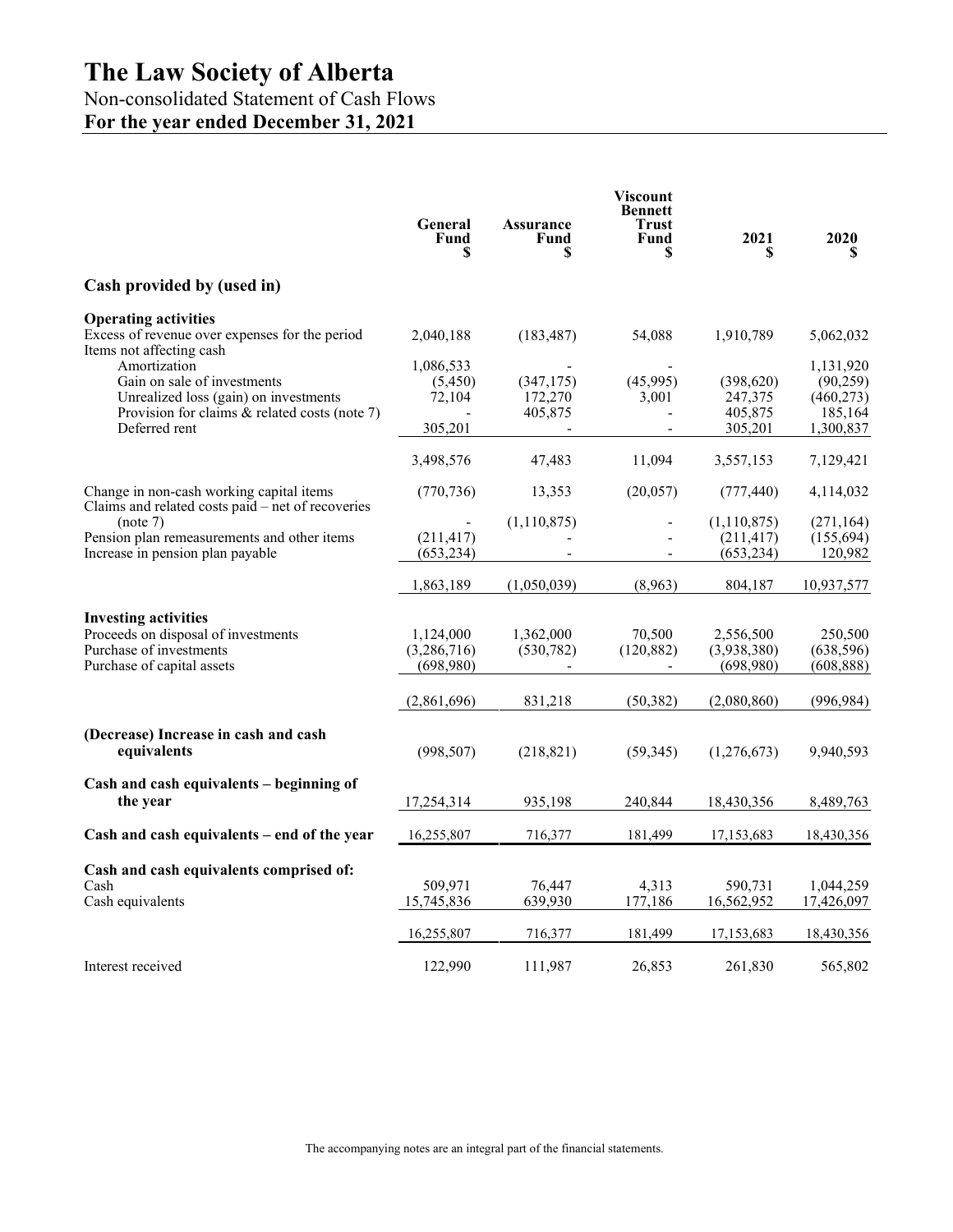# The Law Society of Alberta

Non-consolidated Statement of Cash Flows

**For the year ended December 31, 2021**

| | General Fund $ | Assurance Fund $ | Viscount Bennett Trust Fund $ | 2021 $ | 2020 $ |
|---|---|---|---|---|---|
| **Cash provided by (used in)** | | | | | |
| **Operating activities** | | | | | |
| Excess of revenue over expenses for the period | 2,040,188 | (183,487) | 54,088 | 1,910,789 | 5,062,032 |
| Items not affecting cash | | | | | |
| Amortization | 1,086,533 | - | - | | 1,131,920 |
| Gain on sale of investments | (5,450) | (347,175) | (45,995) | (398,620) | (90,259) |
| Unrealized loss (gain) on investments | 72,104 | 172,270 | 3,001 | 247,375 | (460,273) |
| Provision for claims & related costs (note 7) | - | 405,875 | - | 405,875 | 185,164 |
| Deferred rent | 305,201 | - | - | 305,201 | 1,300,837 |
| | 3,498,576 | 47,483 | 11,094 | 3,557,153 | 7,129,421 |
| Change in non-cash working capital items | (770,736) | 13,353 | (20,057) | (777,440) | 4,114,032 |
| Claims and related costs paid – net of recoveries (note 7) | - | (1,110,875) | - | (1,110,875) | (271,164) |
| Pension plan remeasurements and other items | (211,417) | - | - | (211,417) | (155,694) |
| Increase in pension plan payable | (653,234) | - | - | (653,234) | 120,982 |
| | 1,863,189 | (1,050,039) | (8,963) | 804,187 | 10,937,577 |
| **Investing activities** | | | | | |
| Proceeds on disposal of investments | 1,124,000 | 1,362,000 | 70,500 | 2,556,500 | 250,500 |
| Purchase of investments | (3,286,716) | (530,782) | (120,882) | (3,938,380) | (638,596) |
| Purchase of capital assets | (698,980) | - | - | (698,980) | (608,888) |
| | (2,861,696) | 831,218 | (50,382) | (2,080,860) | (996,984) |
| **(Decrease) Increase in cash and cash equivalents** | (998,507) | (218,821) | (59,345) | (1,276,673) | 9,940,593 |
| **Cash and cash equivalents – beginning of the year** | 17,254,314 | 935,198 | 240,844 | 18,430,356 | 8,489,763 |
| **Cash and cash equivalents – end of the year** | 16,255,807 | 716,377 | 181,499 | 17,153,683 | 18,430,356 |
| **Cash and cash equivalents comprised of:** | | | | | |
| Cash | 509,971 | 76,447 | 4,313 | 590,731 | 1,044,259 |
| Cash equivalents | 15,745,836 | 639,930 | 177,186 | 16,562,952 | 17,426,097 |
| | 16,255,807 | 716,377 | 181,499 | 17,153,683 | 18,430,356 |
| Interest received | 122,990 | 111,987 | 26,853 | 261,830 | 565,802 |

The accompanying notes are an integral part of the financial statements.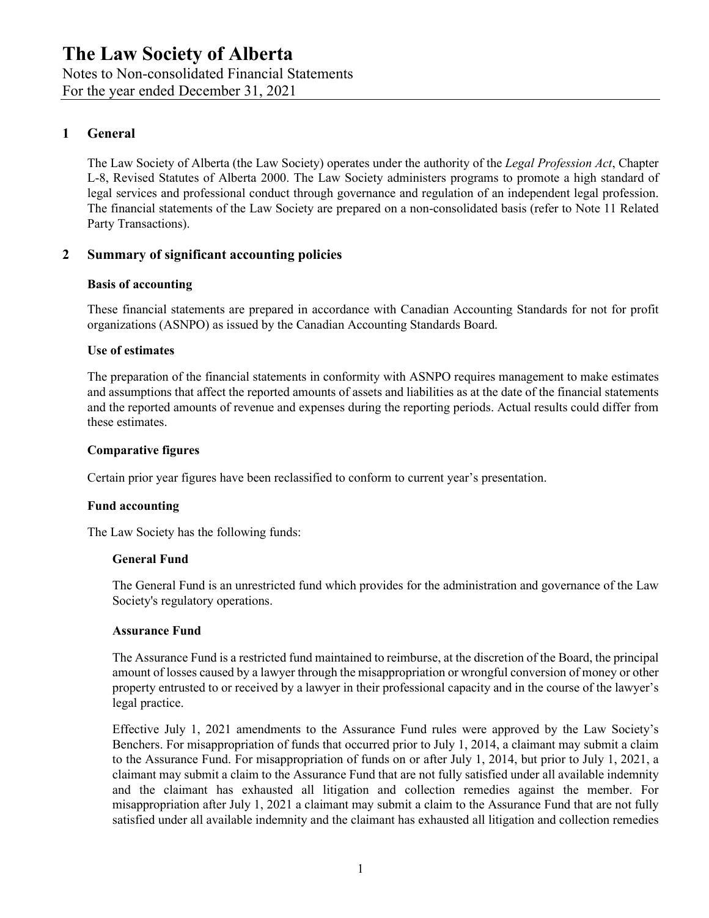# The Law Society of Alberta

Notes to Non-consolidated Financial Statements
For the year ended December 31, 2021

## 1 General

The Law Society of Alberta (the Law Society) operates under the authority of the *Legal Profession Act*, Chapter L-8, Revised Statutes of Alberta 2000. The Law Society administers programs to promote a high standard of legal services and professional conduct through governance and regulation of an independent legal profession. The financial statements of the Law Society are prepared on a non-consolidated basis (refer to Note 11 Related Party Transactions).

## 2 Summary of significant accounting policies

### Basis of accounting

These financial statements are prepared in accordance with Canadian Accounting Standards for not for profit organizations (ASNPO) as issued by the Canadian Accounting Standards Board.

### Use of estimates

The preparation of the financial statements in conformity with ASNPO requires management to make estimates and assumptions that affect the reported amounts of assets and liabilities as at the date of the financial statements and the reported amounts of revenue and expenses during the reporting periods. Actual results could differ from these estimates.

### Comparative figures

Certain prior year figures have been reclassified to conform to current year's presentation.

### Fund accounting

The Law Society has the following funds:

#### General Fund

The General Fund is an unrestricted fund which provides for the administration and governance of the Law Society's regulatory operations.

#### Assurance Fund

The Assurance Fund is a restricted fund maintained to reimburse, at the discretion of the Board, the principal amount of losses caused by a lawyer through the misappropriation or wrongful conversion of money or other property entrusted to or received by a lawyer in their professional capacity and in the course of the lawyer's legal practice.

Effective July 1, 2021 amendments to the Assurance Fund rules were approved by the Law Society's Benchers. For misappropriation of funds that occurred prior to July 1, 2014, a claimant may submit a claim to the Assurance Fund. For misappropriation of funds on or after July 1, 2014, but prior to July 1, 2021, a claimant may submit a claim to the Assurance Fund that are not fully satisfied under all available indemnity and the claimant has exhausted all litigation and collection remedies against the member. For misappropriation after July 1, 2021 a claimant may submit a claim to the Assurance Fund that are not fully satisfied under all available indemnity and the claimant has exhausted all litigation and collection remedies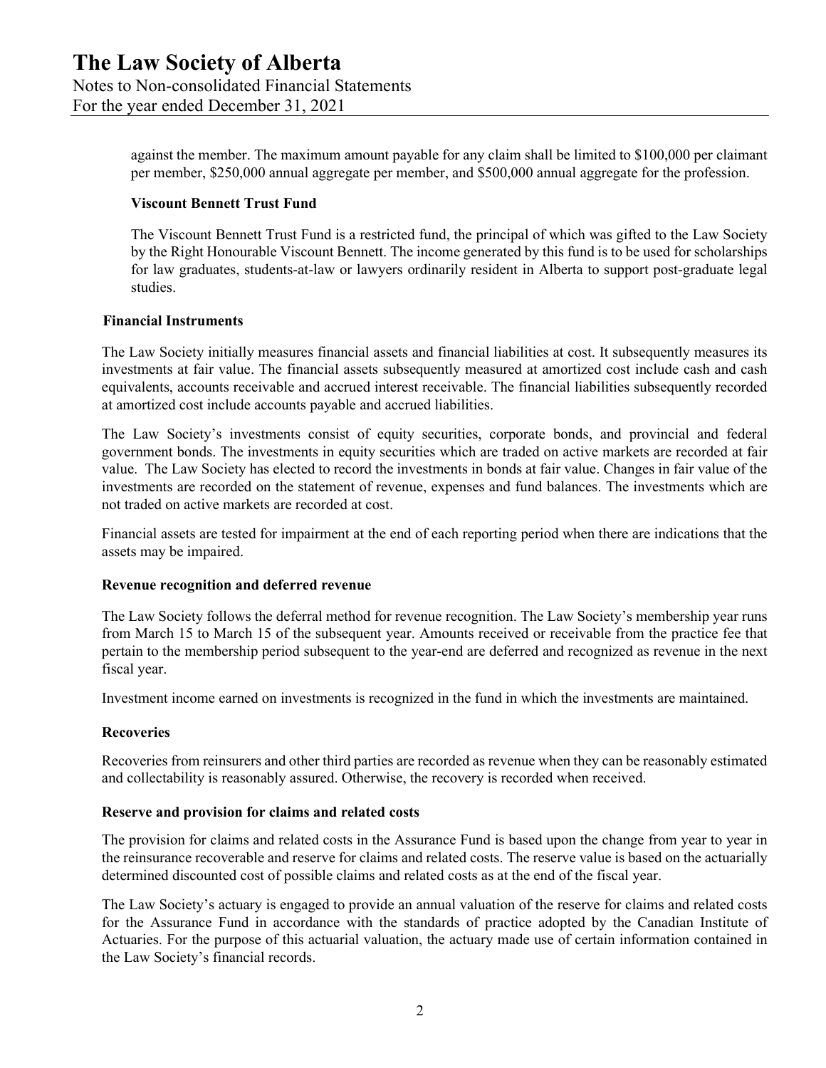against the member. The maximum amount payable for any claim shall be limited to $100,000 per claimant per member, $250,000 annual aggregate per member, and $500,000 annual aggregate for the profession.

**Viscount Bennett Trust Fund**

The Viscount Bennett Trust Fund is a restricted fund, the principal of which was gifted to the Law Society by the Right Honourable Viscount Bennett. The income generated by this fund is to be used for scholarships for law graduates, students-at-law or lawyers ordinarily resident in Alberta to support post-graduate legal studies.

**Financial Instruments**

The Law Society initially measures financial assets and financial liabilities at cost. It subsequently measures its investments at fair value. The financial assets subsequently measured at amortized cost include cash and cash equivalents, accounts receivable and accrued interest receivable. The financial liabilities subsequently recorded at amortized cost include accounts payable and accrued liabilities.

The Law Society's investments consist of equity securities, corporate bonds, and provincial and federal government bonds. The investments in equity securities which are traded on active markets are recorded at fair value. The Law Society has elected to record the investments in bonds at fair value. Changes in fair value of the investments are recorded on the statement of revenue, expenses and fund balances. The investments which are not traded on active markets are recorded at cost.

Financial assets are tested for impairment at the end of each reporting period when there are indications that the assets may be impaired.

**Revenue recognition and deferred revenue**

The Law Society follows the deferral method for revenue recognition. The Law Society's membership year runs from March 15 to March 15 of the subsequent year. Amounts received or receivable from the practice fee that pertain to the membership period subsequent to the year-end are deferred and recognized as revenue in the next fiscal year.

Investment income earned on investments is recognized in the fund in which the investments are maintained.

**Recoveries**

Recoveries from reinsurers and other third parties are recorded as revenue when they can be reasonably estimated and collectability is reasonably assured. Otherwise, the recovery is recorded when received.

**Reserve and provision for claims and related costs**

The provision for claims and related costs in the Assurance Fund is based upon the change from year to year in the reinsurance recoverable and reserve for claims and related costs. The reserve value is based on the actuarially determined discounted cost of possible claims and related costs as at the end of the fiscal year.

The Law Society's actuary is engaged to provide an annual valuation of the reserve for claims and related costs for the Assurance Fund in accordance with the standards of practice adopted by the Canadian Institute of Actuaries. For the purpose of this actuarial valuation, the actuary made use of certain information contained in the Law Society's financial records.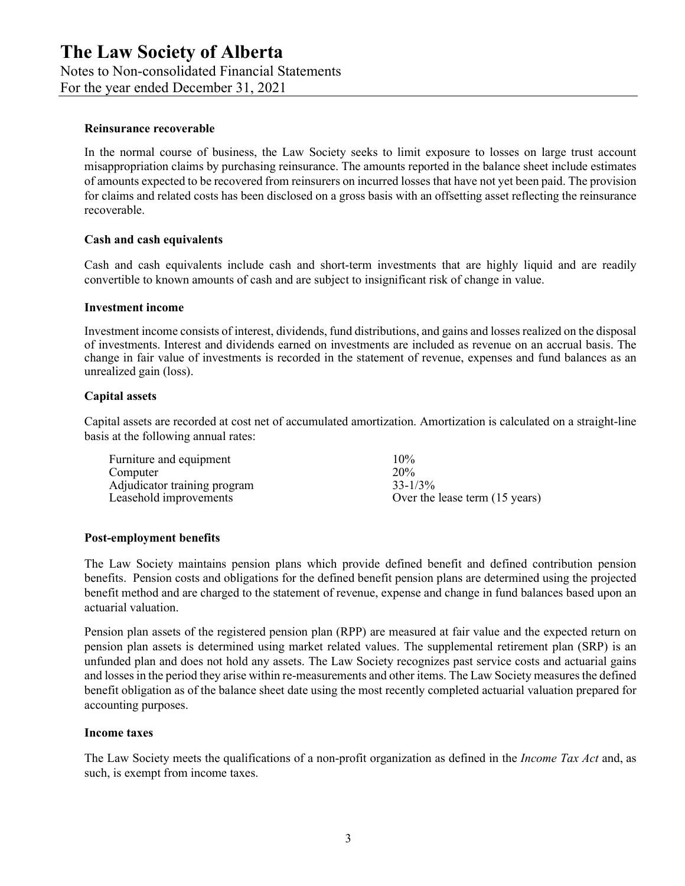# The Law Society of Alberta

Notes to Non-consolidated Financial Statements
For the year ended December 31, 2021

**Reinsurance recoverable**

In the normal course of business, the Law Society seeks to limit exposure to losses on large trust account misappropriation claims by purchasing reinsurance. The amounts reported in the balance sheet include estimates of amounts expected to be recovered from reinsurers on incurred losses that have not yet been paid. The provision for claims and related costs has been disclosed on a gross basis with an offsetting asset reflecting the reinsurance recoverable.

**Cash and cash equivalents**

Cash and cash equivalents include cash and short-term investments that are highly liquid and are readily convertible to known amounts of cash and are subject to insignificant risk of change in value.

**Investment income**

Investment income consists of interest, dividends, fund distributions, and gains and losses realized on the disposal of investments. Interest and dividends earned on investments are included as revenue on an accrual basis. The change in fair value of investments is recorded in the statement of revenue, expenses and fund balances as an unrealized gain (loss).

**Capital assets**

Capital assets are recorded at cost net of accumulated amortization. Amortization is calculated on a straight-line basis at the following annual rates:

| | |
|---|---|
| Furniture and equipment | 10% |
| Computer | 20% |
| Adjudicator training program | 33-1/3% |
| Leasehold improvements | Over the lease term (15 years) |

**Post-employment benefits**

The Law Society maintains pension plans which provide defined benefit and defined contribution pension benefits. Pension costs and obligations for the defined benefit pension plans are determined using the projected benefit method and are charged to the statement of revenue, expense and change in fund balances based upon an actuarial valuation.

Pension plan assets of the registered pension plan (RPP) are measured at fair value and the expected return on pension plan assets is determined using market related values. The supplemental retirement plan (SRP) is an unfunded plan and does not hold any assets. The Law Society recognizes past service costs and actuarial gains and losses in the period they arise within re-measurements and other items. The Law Society measures the defined benefit obligation as of the balance sheet date using the most recently completed actuarial valuation prepared for accounting purposes.

**Income taxes**

The Law Society meets the qualifications of a non-profit organization as defined in the *Income Tax Act* and, as such, is exempt from income taxes.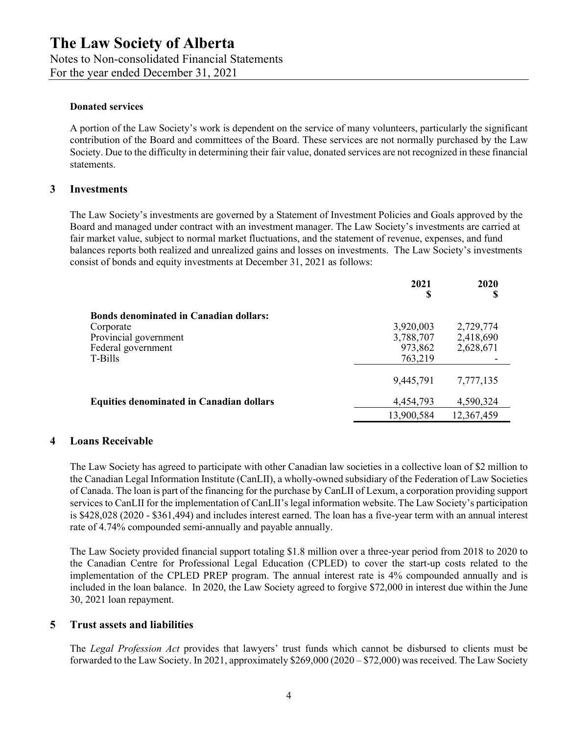#### Donated services

A portion of the Law Society's work is dependent on the service of many volunteers, particularly the significant contribution of the Board and committees of the Board. These services are not normally purchased by the Law Society. Due to the difficulty in determining their fair value, donated services are not recognized in these financial statements.

## 3 Investments

The Law Society's investments are governed by a Statement of Investment Policies and Goals approved by the Board and managed under contract with an investment manager. The Law Society's investments are carried at fair market value, subject to normal market fluctuations, and the statement of revenue, expenses, and fund balances reports both realized and unrealized gains and losses on investments. The Law Society's investments consist of bonds and equity investments at December 31, 2021 as follows:

| | 2021<br>$ | 2020<br>$ |
|---|---|---|
| **Bonds denominated in Canadian dollars:** | | |
| Corporate | 3,920,003 | 2,729,774 |
| Provincial government | 3,788,707 | 2,418,690 |
| Federal government | 973,862 | 2,628,671 |
| T-Bills | 763,219 | - |
| | 9,445,791 | 7,777,135 |
| **Equities denominated in Canadian dollars** | 4,454,793 | 4,590,324 |
| | 13,900,584 | 12,367,459 |

## 4 Loans Receivable

The Law Society has agreed to participate with other Canadian law societies in a collective loan of $2 million to the Canadian Legal Information Institute (CanLII), a wholly-owned subsidiary of the Federation of Law Societies of Canada. The loan is part of the financing for the purchase by CanLII of Lexum, a corporation providing support services to CanLII for the implementation of CanLII's legal information website. The Law Society's participation is $428,028 (2020 - $361,494) and includes interest earned. The loan has a five-year term with an annual interest rate of 4.74% compounded semi-annually and payable annually.

The Law Society provided financial support totaling $1.8 million over a three-year period from 2018 to 2020 to the Canadian Centre for Professional Legal Education (CPLED) to cover the start-up costs related to the implementation of the CPLED PREP program. The annual interest rate is 4% compounded annually and is included in the loan balance. In 2020, the Law Society agreed to forgive $72,000 in interest due within the June 30, 2021 loan repayment.

## 5 Trust assets and liabilities

The *Legal Profession Act* provides that lawyers' trust funds which cannot be disbursed to clients must be forwarded to the Law Society. In 2021, approximately $269,000 (2020 – $72,000) was received. The Law Society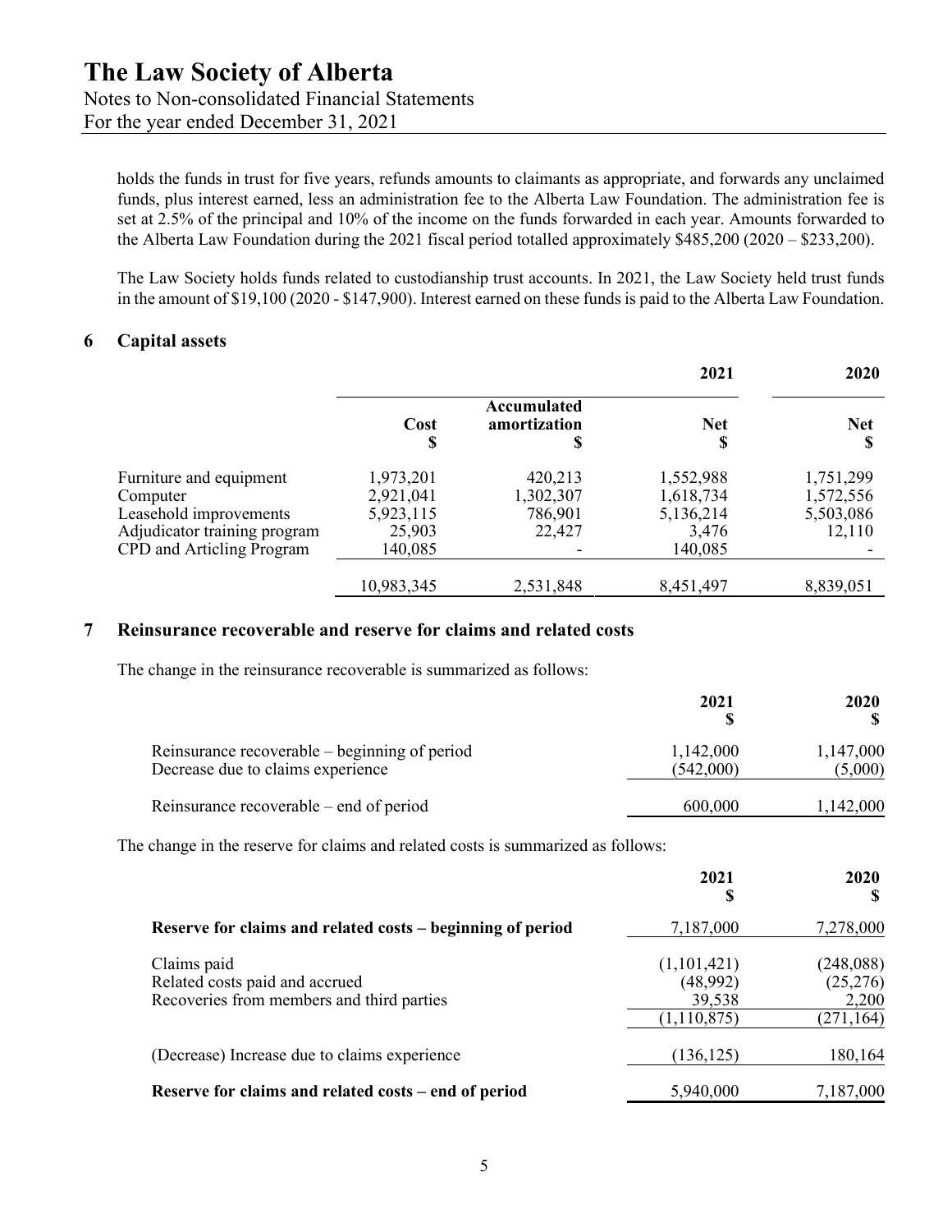holds the funds in trust for five years, refunds amounts to claimants as appropriate, and forwards any unclaimed funds, plus interest earned, less an administration fee to the Alberta Law Foundation. The administration fee is set at 2.5% of the principal and 10% of the income on the funds forwarded in each year. Amounts forwarded to the Alberta Law Foundation during the 2021 fiscal period totalled approximately $485,200 (2020 – $233,200).

The Law Society holds funds related to custodianship trust accounts. In 2021, the Law Society held trust funds in the amount of $19,100 (2020 - $147,900). Interest earned on these funds is paid to the Alberta Law Foundation.

## 6 Capital assets

| | | | 2021 | 2020 |
|---|---|---|---|---|
| | **Cost** $ | **Accumulated amortization** $ | **Net** $ | **Net** $ |
| Furniture and equipment | 1,973,201 | 420,213 | 1,552,988 | 1,751,299 |
| Computer | 2,921,041 | 1,302,307 | 1,618,734 | 1,572,556 |
| Leasehold improvements | 5,923,115 | 786,901 | 5,136,214 | 5,503,086 |
| Adjudicator training program | 25,903 | 22,427 | 3,476 | 12,110 |
| CPD and Articling Program | 140,085 | - | 140,085 | - |
| | 10,983,345 | 2,531,848 | 8,451,497 | 8,839,051 |

## 7 Reinsurance recoverable and reserve for claims and related costs

The change in the reinsurance recoverable is summarized as follows:

| | 2021 $ | 2020 $ |
|---|---|---|
| Reinsurance recoverable – beginning of period | 1,142,000 | 1,147,000 |
| Decrease due to claims experience | (542,000) | (5,000) |
| Reinsurance recoverable – end of period | 600,000 | 1,142,000 |

The change in the reserve for claims and related costs is summarized as follows:

| | 2021 $ | 2020 $ |
|---|---|---|
| **Reserve for claims and related costs – beginning of period** | 7,187,000 | 7,278,000 |
| Claims paid | (1,101,421) | (248,088) |
| Related costs paid and accrued | (48,992) | (25,276) |
| Recoveries from members and third parties | 39,538 | 2,200 |
| | (1,110,875) | (271,164) |
| (Decrease) Increase due to claims experience | (136,125) | 180,164 |
| **Reserve for claims and related costs – end of period** | 5,940,000 | 7,187,000 |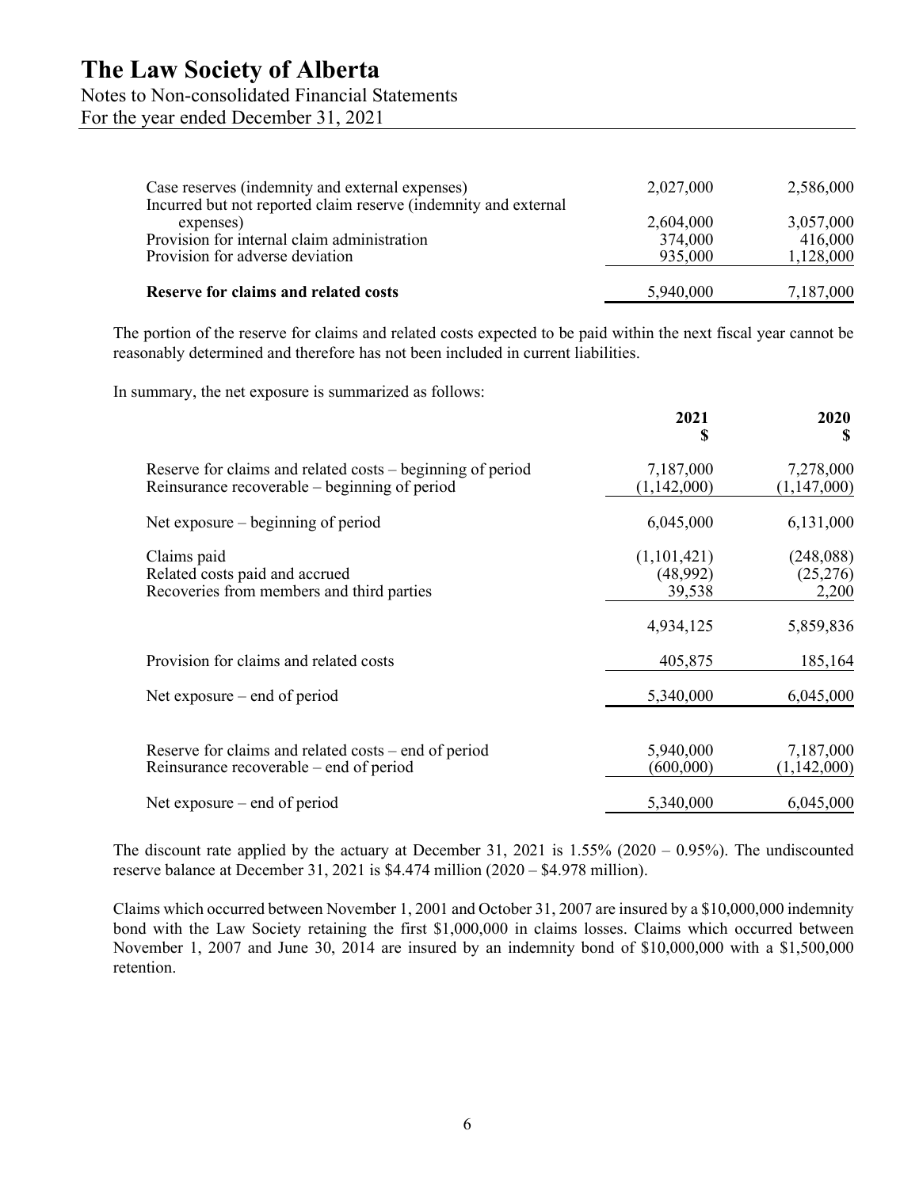| | | |
|---|---|---|
| Case reserves (indemnity and external expenses) | 2,027,000 | 2,586,000 |
| Incurred but not reported claim reserve (indemnity and external expenses) | 2,604,000 | 3,057,000 |
| Provision for internal claim administration | 374,000 | 416,000 |
| Provision for adverse deviation | 935,000 | 1,128,000 |
| **Reserve for claims and related costs** | 5,940,000 | 7,187,000 |

The portion of the reserve for claims and related costs expected to be paid within the next fiscal year cannot be reasonably determined and therefore has not been included in current liabilities.

In summary, the net exposure is summarized as follows:

| | **2021** **$** | **2020** **$** |
|---|---|---|
| Reserve for claims and related costs – beginning of period | 7,187,000 | 7,278,000 |
| Reinsurance recoverable – beginning of period | (1,142,000) | (1,147,000) |
| Net exposure – beginning of period | 6,045,000 | 6,131,000 |
| Claims paid | (1,101,421) | (248,088) |
| Related costs paid and accrued | (48,992) | (25,276) |
| Recoveries from members and third parties | 39,538 | 2,200 |
| | 4,934,125 | 5,859,836 |
| Provision for claims and related costs | 405,875 | 185,164 |
| Net exposure – end of period | 5,340,000 | 6,045,000 |
| Reserve for claims and related costs – end of period | 5,940,000 | 7,187,000 |
| Reinsurance recoverable – end of period | (600,000) | (1,142,000) |
| Net exposure – end of period | 5,340,000 | 6,045,000 |

The discount rate applied by the actuary at December 31, 2021 is 1.55% (2020 – 0.95%). The undiscounted reserve balance at December 31, 2021 is $4.474 million (2020 – $4.978 million).

Claims which occurred between November 1, 2001 and October 31, 2007 are insured by a $10,000,000 indemnity bond with the Law Society retaining the first $1,000,000 in claims losses. Claims which occurred between November 1, 2007 and June 30, 2014 are insured by an indemnity bond of $10,000,000 with a $1,500,000 retention.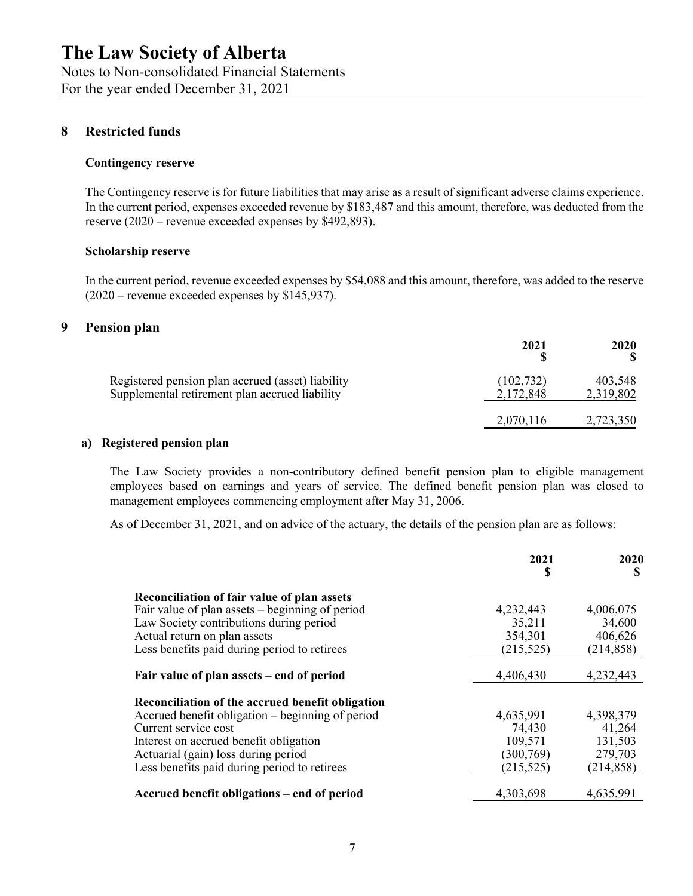# The Law Society of Alberta

Notes to Non-consolidated Financial Statements
For the year ended December 31, 2021

## 8 Restricted funds

### Contingency reserve

The Contingency reserve is for future liabilities that may arise as a result of significant adverse claims experience. In the current period, expenses exceeded revenue by $183,487 and this amount, therefore, was deducted from the reserve (2020 – revenue exceeded expenses by $492,893).

### Scholarship reserve

In the current period, revenue exceeded expenses by $54,088 and this amount, therefore, was added to the reserve (2020 – revenue exceeded expenses by $145,937).

## 9 Pension plan

| | 2021 $ | 2020 $ |
|---|---|---|
| Registered pension plan accrued (asset) liability | (102,732) | 403,548 |
| Supplemental retirement plan accrued liability | 2,172,848 | 2,319,802 |
| | 2,070,116 | 2,723,350 |

### a) Registered pension plan

The Law Society provides a non-contributory defined benefit pension plan to eligible management employees based on earnings and years of service. The defined benefit pension plan was closed to management employees commencing employment after May 31, 2006.

As of December 31, 2021, and on advice of the actuary, the details of the pension plan are as follows:

| | 2021 $ | 2020 $ |
|---|---|---|
| **Reconciliation of fair value of plan assets** | | |
| Fair value of plan assets – beginning of period | 4,232,443 | 4,006,075 |
| Law Society contributions during period | 35,211 | 34,600 |
| Actual return on plan assets | 354,301 | 406,626 |
| Less benefits paid during period to retirees | (215,525) | (214,858) |
| **Fair value of plan assets – end of period** | 4,406,430 | 4,232,443 |
| **Reconciliation of the accrued benefit obligation** | | |
| Accrued benefit obligation – beginning of period | 4,635,991 | 4,398,379 |
| Current service cost | 74,430 | 41,264 |
| Interest on accrued benefit obligation | 109,571 | 131,503 |
| Actuarial (gain) loss during period | (300,769) | 279,703 |
| Less benefits paid during period to retirees | (215,525) | (214,858) |
| **Accrued benefit obligations – end of period** | 4,303,698 | 4,635,991 |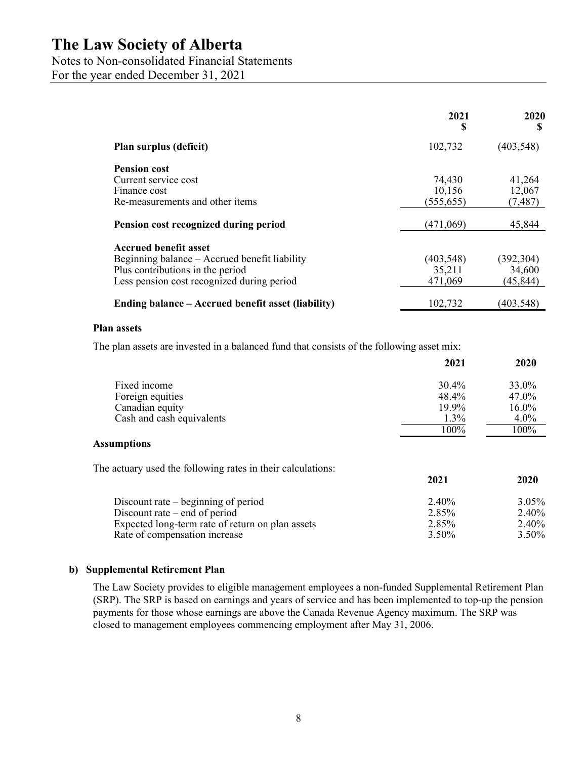| | 2021 $ | 2020 $ |
|---|---|---|
| **Plan surplus (deficit)** | 102,732 | (403,548) |
| **Pension cost** | | |
| Current service cost | 74,430 | 41,264 |
| Finance cost | 10,156 | 12,067 |
| Re-measurements and other items | (555,655) | (7,487) |
| **Pension cost recognized during period** | (471,069) | 45,844 |
| **Accrued benefit asset** | | |
| Beginning balance – Accrued benefit liability | (403,548) | (392,304) |
| Plus contributions in the period | 35,211 | 34,600 |
| Less pension cost recognized during period | 471,069 | (45,844) |
| **Ending balance – Accrued benefit asset (liability)** | 102,732 | (403,548) |

**Plan assets**

The plan assets are invested in a balanced fund that consists of the following asset mix:

| | 2021 | 2020 |
|---|---|---|
| Fixed income | 30.4% | 33.0% |
| Foreign equities | 48.4% | 47.0% |
| Canadian equity | 19.9% | 16.0% |
| Cash and cash equivalents | 1.3% | 4.0% |
| | 100% | 100% |

**Assumptions**

The actuary used the following rates in their calculations:

| | 2021 | 2020 |
|---|---|---|
| Discount rate – beginning of period | 2.40% | 3.05% |
| Discount rate – end of period | 2.85% | 2.40% |
| Expected long-term rate of return on plan assets | 2.85% | 2.40% |
| Rate of compensation increase | 3.50% | 3.50% |

**b) Supplemental Retirement Plan**

The Law Society provides to eligible management employees a non-funded Supplemental Retirement Plan (SRP). The SRP is based on earnings and years of service and has been implemented to top-up the pension payments for those whose earnings are above the Canada Revenue Agency maximum. The SRP was closed to management employees commencing employment after May 31, 2006.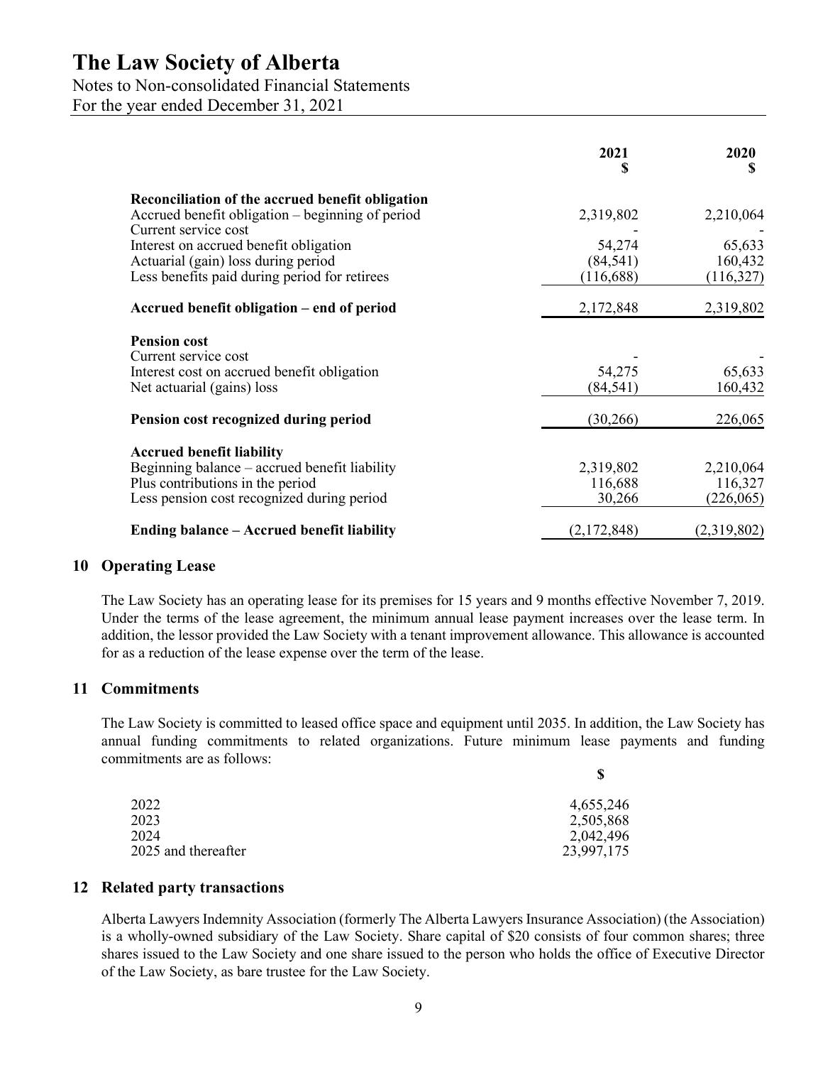| | 2021<br>$ | 2020<br>$ |
|---|---|---|
| **Reconciliation of the accrued benefit obligation** | | |
| Accrued benefit obligation – beginning of period | 2,319,802 | 2,210,064 |
| Current service cost | - | - |
| Interest on accrued benefit obligation | 54,274 | 65,633 |
| Actuarial (gain) loss during period | (84,541) | 160,432 |
| Less benefits paid during period for retirees | (116,688) | (116,327) |
| **Accrued benefit obligation – end of period** | 2,172,848 | 2,319,802 |
| **Pension cost** | | |
| Current service cost | - | - |
| Interest cost on accrued benefit obligation | 54,275 | 65,633 |
| Net actuarial (gains) loss | (84,541) | 160,432 |
| **Pension cost recognized during period** | (30,266) | 226,065 |
| **Accrued benefit liability** | | |
| Beginning balance – accrued benefit liability | 2,319,802 | 2,210,064 |
| Plus contributions in the period | 116,688 | 116,327 |
| Less pension cost recognized during period | 30,266 | (226,065) |
| **Ending balance – Accrued benefit liability** | (2,172,848) | (2,319,802) |

## 10 Operating Lease

The Law Society has an operating lease for its premises for 15 years and 9 months effective November 7, 2019. Under the terms of the lease agreement, the minimum annual lease payment increases over the lease term. In addition, the lessor provided the Law Society with a tenant improvement allowance. This allowance is accounted for as a reduction of the lease expense over the term of the lease.

## 11 Commitments

The Law Society is committed to leased office space and equipment until 2035. In addition, the Law Society has annual funding commitments to related organizations. Future minimum lease payments and funding commitments are as follows:

| | $ |
|---|---|
| 2022 | 4,655,246 |
| 2023 | 2,505,868 |
| 2024 | 2,042,496 |
| 2025 and thereafter | 23,997,175 |

## 12 Related party transactions

Alberta Lawyers Indemnity Association (formerly The Alberta Lawyers Insurance Association) (the Association) is a wholly-owned subsidiary of the Law Society. Share capital of $20 consists of four common shares; three shares issued to the Law Society and one share issued to the person who holds the office of Executive Director of the Law Society, as bare trustee for the Law Society.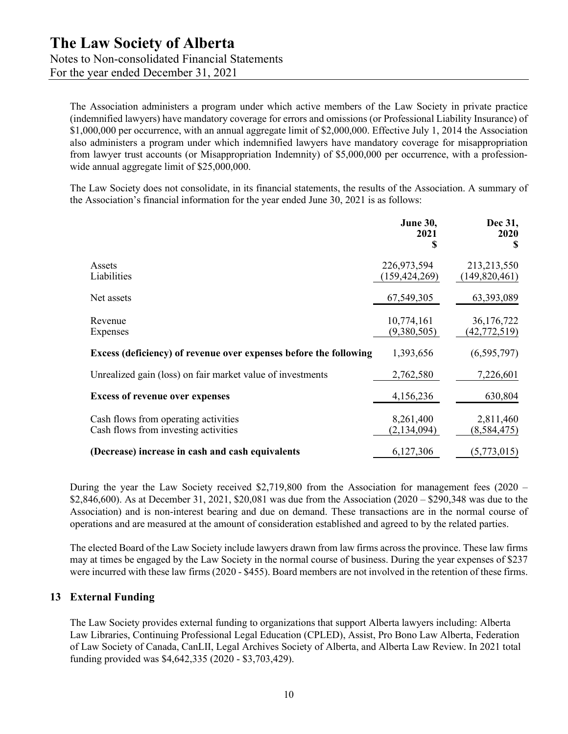The Association administers a program under which active members of the Law Society in private practice (indemnified lawyers) have mandatory coverage for errors and omissions (or Professional Liability Insurance) of $1,000,000 per occurrence, with an annual aggregate limit of $2,000,000. Effective July 1, 2014 the Association also administers a program under which indemnified lawyers have mandatory coverage for misappropriation from lawyer trust accounts (or Misappropriation Indemnity) of $5,000,000 per occurrence, with a profession-wide annual aggregate limit of $25,000,000.

The Law Society does not consolidate, in its financial statements, the results of the Association. A summary of the Association's financial information for the year ended June 30, 2021 is as follows:

| | **June 30, 2021 $** | **Dec 31, 2020 $** |
|---|---|---|
| Assets | 226,973,594 | 213,213,550 |
| Liabilities | (159,424,269) | (149,820,461) |
| Net assets | 67,549,305 | 63,393,089 |
| Revenue | 10,774,161 | 36,176,722 |
| Expenses | (9,380,505) | (42,772,519) |
| **Excess (deficiency) of revenue over expenses before the following** | 1,393,656 | (6,595,797) |
| Unrealized gain (loss) on fair market value of investments | 2,762,580 | 7,226,601 |
| **Excess of revenue over expenses** | 4,156,236 | 630,804 |
| Cash flows from operating activities | 8,261,400 | 2,811,460 |
| Cash flows from investing activities | (2,134,094) | (8,584,475) |
| **(Decrease) increase in cash and cash equivalents** | 6,127,306 | (5,773,015) |

During the year the Law Society received $2,719,800 from the Association for management fees (2020 – $2,846,600). As at December 31, 2021, $20,081 was due from the Association (2020 – $290,348 was due to the Association) and is non-interest bearing and due on demand. These transactions are in the normal course of operations and are measured at the amount of consideration established and agreed to by the related parties.

The elected Board of the Law Society include lawyers drawn from law firms across the province. These law firms may at times be engaged by the Law Society in the normal course of business. During the year expenses of $237 were incurred with these law firms (2020 - $455). Board members are not involved in the retention of these firms.

## 13 External Funding

The Law Society provides external funding to organizations that support Alberta lawyers including: Alberta Law Libraries, Continuing Professional Legal Education (CPLED), Assist, Pro Bono Law Alberta, Federation of Law Society of Canada, CanLII, Legal Archives Society of Alberta, and Alberta Law Review. In 2021 total funding provided was $4,642,335 (2020 - $3,703,429).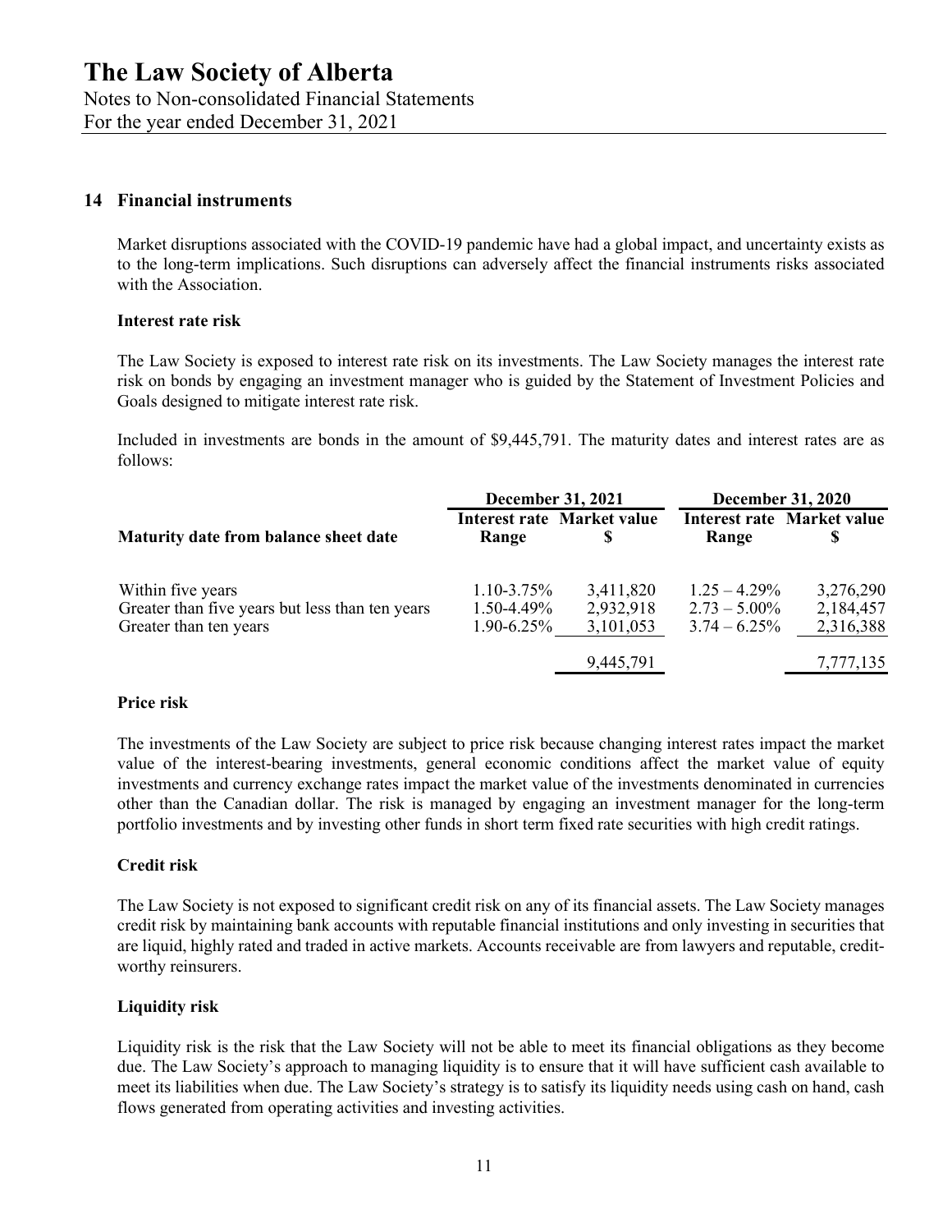## 14 Financial instruments

Market disruptions associated with the COVID-19 pandemic have had a global impact, and uncertainty exists as to the long-term implications. Such disruptions can adversely affect the financial instruments risks associated with the Association.

### Interest rate risk

The Law Society is exposed to interest rate risk on its investments. The Law Society manages the interest rate risk on bonds by engaging an investment manager who is guided by the Statement of Investment Policies and Goals designed to mitigate interest rate risk.

Included in investments are bonds in the amount of $9,445,791. The maturity dates and interest rates are as follows:

| | December 31, 2021 | | December 31, 2020 | |
|---|---|---|---|---|
| **Maturity date from balance sheet date** | **Interest rate Range** | **Market value $** | **Interest rate Range** | **Market value $** |
| Within five years | 1.10-3.75% | 3,411,820 | 1.25 – 4.29% | 3,276,290 |
| Greater than five years but less than ten years | 1.50-4.49% | 2,932,918 | 2.73 – 5.00% | 2,184,457 |
| Greater than ten years | 1.90-6.25% | 3,101,053 | 3.74 – 6.25% | 2,316,388 |
| | | 9,445,791 | | 7,777,135 |

### Price risk

The investments of the Law Society are subject to price risk because changing interest rates impact the market value of the interest-bearing investments, general economic conditions affect the market value of equity investments and currency exchange rates impact the market value of the investments denominated in currencies other than the Canadian dollar. The risk is managed by engaging an investment manager for the long-term portfolio investments and by investing other funds in short term fixed rate securities with high credit ratings.

### Credit risk

The Law Society is not exposed to significant credit risk on any of its financial assets. The Law Society manages credit risk by maintaining bank accounts with reputable financial institutions and only investing in securities that are liquid, highly rated and traded in active markets. Accounts receivable are from lawyers and reputable, credit-worthy reinsurers.

### Liquidity risk

Liquidity risk is the risk that the Law Society will not be able to meet its financial obligations as they become due. The Law Society's approach to managing liquidity is to ensure that it will have sufficient cash available to meet its liabilities when due. The Law Society's strategy is to satisfy its liquidity needs using cash on hand, cash flows generated from operating activities and investing activities.